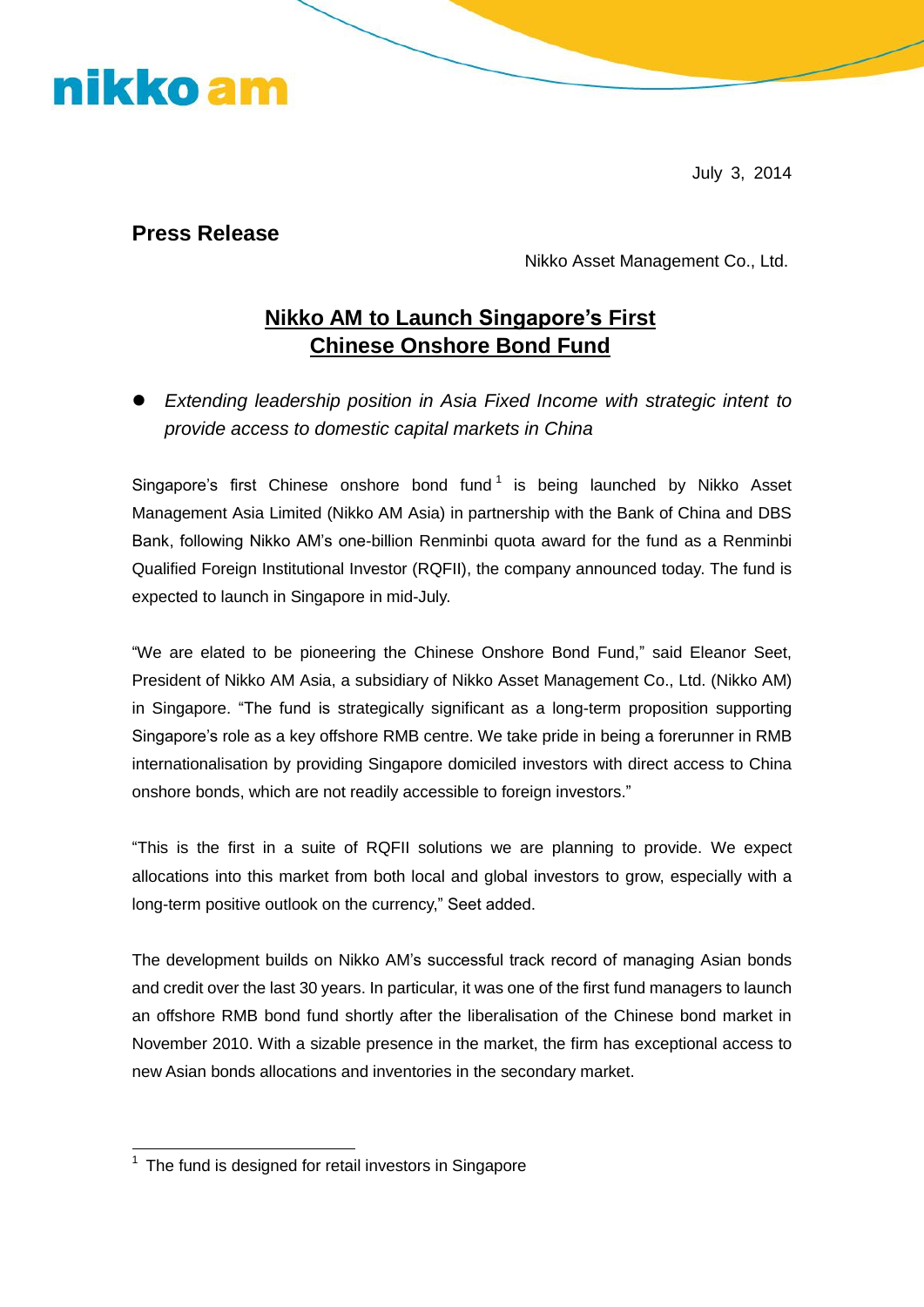nikko am

July 3, 2014

**Press Release**

Nikko Asset Management Co., Ltd.

# Nikko AM to Launch Singapore's First Chinese Onshore Bond Fund

- *Extending leadership position in Asia Fixed Income with strategic intent to provide access to domestic capital markets in China*

Singapore's first Chinese onshore bond fund[1] is being launched by Nikko Asset Management Asia Limited (Nikko AM Asia) in partnership with the Bank of China and DBS Bank, following Nikko AM's one-billion Renminbi quota award for the fund as a Renminbi Qualified Foreign Institutional Investor (RQFII), the company announced today. The fund is expected to launch in Singapore in mid-July.

"We are elated to be pioneering the Chinese Onshore Bond Fund," said Eleanor Seet, President of Nikko AM Asia, a subsidiary of Nikko Asset Management Co., Ltd. (Nikko AM) in Singapore. "The fund is strategically significant as a long-term proposition supporting Singapore's role as a key offshore RMB centre. We take pride in being a forerunner in RMB internationalisation by providing Singapore domiciled investors with direct access to China onshore bonds, which are not readily accessible to foreign investors."

"This is the first in a suite of RQFII solutions we are planning to provide. We expect allocations into this market from both local and global investors to grow, especially with a long-term positive outlook on the currency," Seet added.

The development builds on Nikko AM's successful track record of managing Asian bonds and credit over the last 30 years. In particular, it was one of the first fund managers to launch an offshore RMB bond fund shortly after the liberalisation of the Chinese bond market in November 2010. With a sizable presence in the market, the firm has exceptional access to new Asian bonds allocations and inventories in the secondary market.

---

[1] The fund is designed for retail investors in Singapore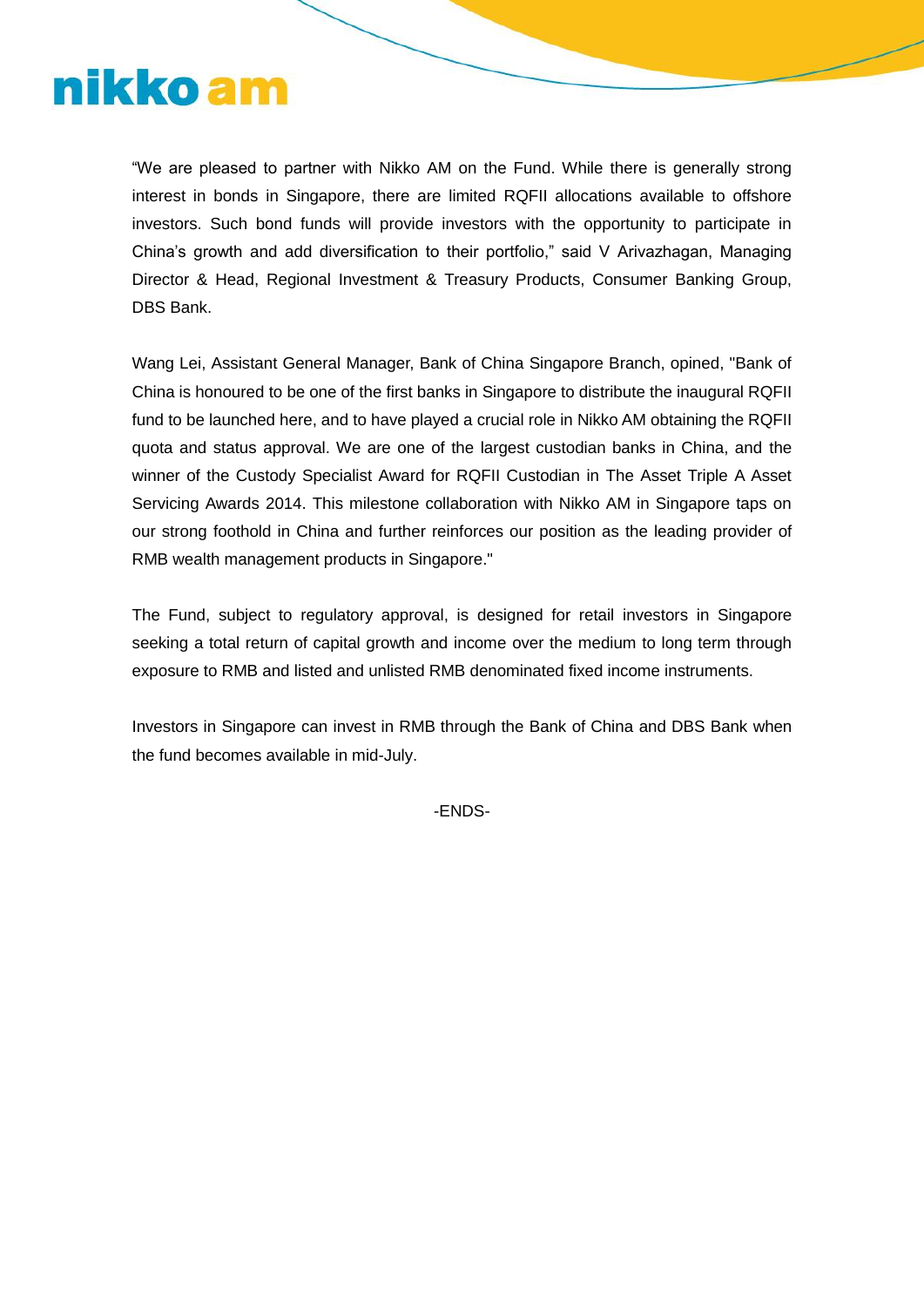"We are pleased to partner with Nikko AM on the Fund. While there is generally strong interest in bonds in Singapore, there are limited RQFII allocations available to offshore investors. Such bond funds will provide investors with the opportunity to participate in China's growth and add diversification to their portfolio," said V Arivazhagan, Managing Director & Head, Regional Investment & Treasury Products, Consumer Banking Group, DBS Bank.

Wang Lei, Assistant General Manager, Bank of China Singapore Branch, opined, "Bank of China is honoured to be one of the first banks in Singapore to distribute the inaugural RQFII fund to be launched here, and to have played a crucial role in Nikko AM obtaining the RQFII quota and status approval. We are one of the largest custodian banks in China, and the winner of the Custody Specialist Award for RQFII Custodian in The Asset Triple A Asset Servicing Awards 2014. This milestone collaboration with Nikko AM in Singapore taps on our strong foothold in China and further reinforces our position as the leading provider of RMB wealth management products in Singapore."

The Fund, subject to regulatory approval, is designed for retail investors in Singapore seeking a total return of capital growth and income over the medium to long term through exposure to RMB and listed and unlisted RMB denominated fixed income instruments.

Investors in Singapore can invest in RMB through the Bank of China and DBS Bank when the fund becomes available in mid-July.

-ENDS-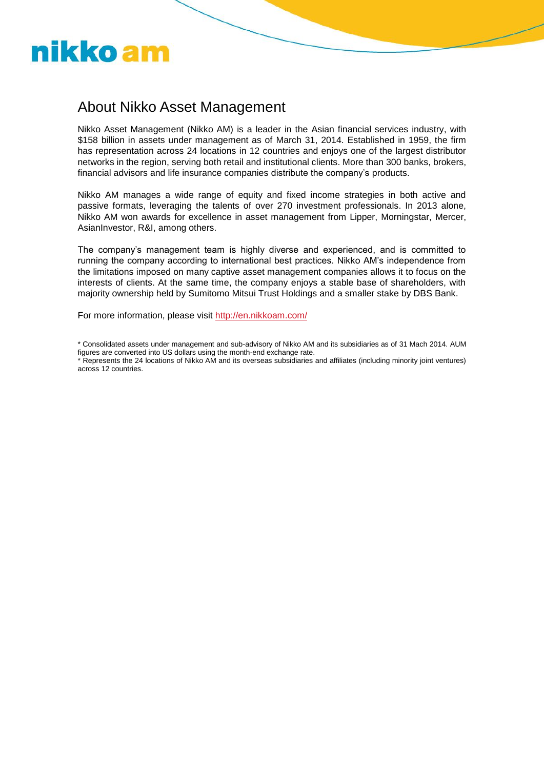## About Nikko Asset Management

Nikko Asset Management (Nikko AM) is a leader in the Asian financial services industry, with $158 billion in assets under management as of March 31, 2014. Established in 1959, the firm has representation across 24 locations in 12 countries and enjoys one of the largest distributor networks in the region, serving both retail and institutional clients. More than 300 banks, brokers, financial advisors and life insurance companies distribute the company's products.

Nikko AM manages a wide range of equity and fixed income strategies in both active and passive formats, leveraging the talents of over 270 investment professionals. In 2013 alone, Nikko AM won awards for excellence in asset management from Lipper, Morningstar, Mercer, AsianInvestor, R&I, among others.

The company's management team is highly diverse and experienced, and is committed to running the company according to international best practices. Nikko AM's independence from the limitations imposed on many captive asset management companies allows it to focus on the interests of clients. At the same time, the company enjoys a stable base of shareholders, with majority ownership held by Sumitomo Mitsui Trust Holdings and a smaller stake by DBS Bank.

For more information, please visit http://en.nikkoam.com/

* Consolidated assets under management and sub-advisory of Nikko AM and its subsidiaries as of 31 Mach 2014. AUM figures are converted into US dollars using the month-end exchange rate.
* Represents the 24 locations of Nikko AM and its overseas subsidiaries and affiliates (including minority joint ventures) across 12 countries.